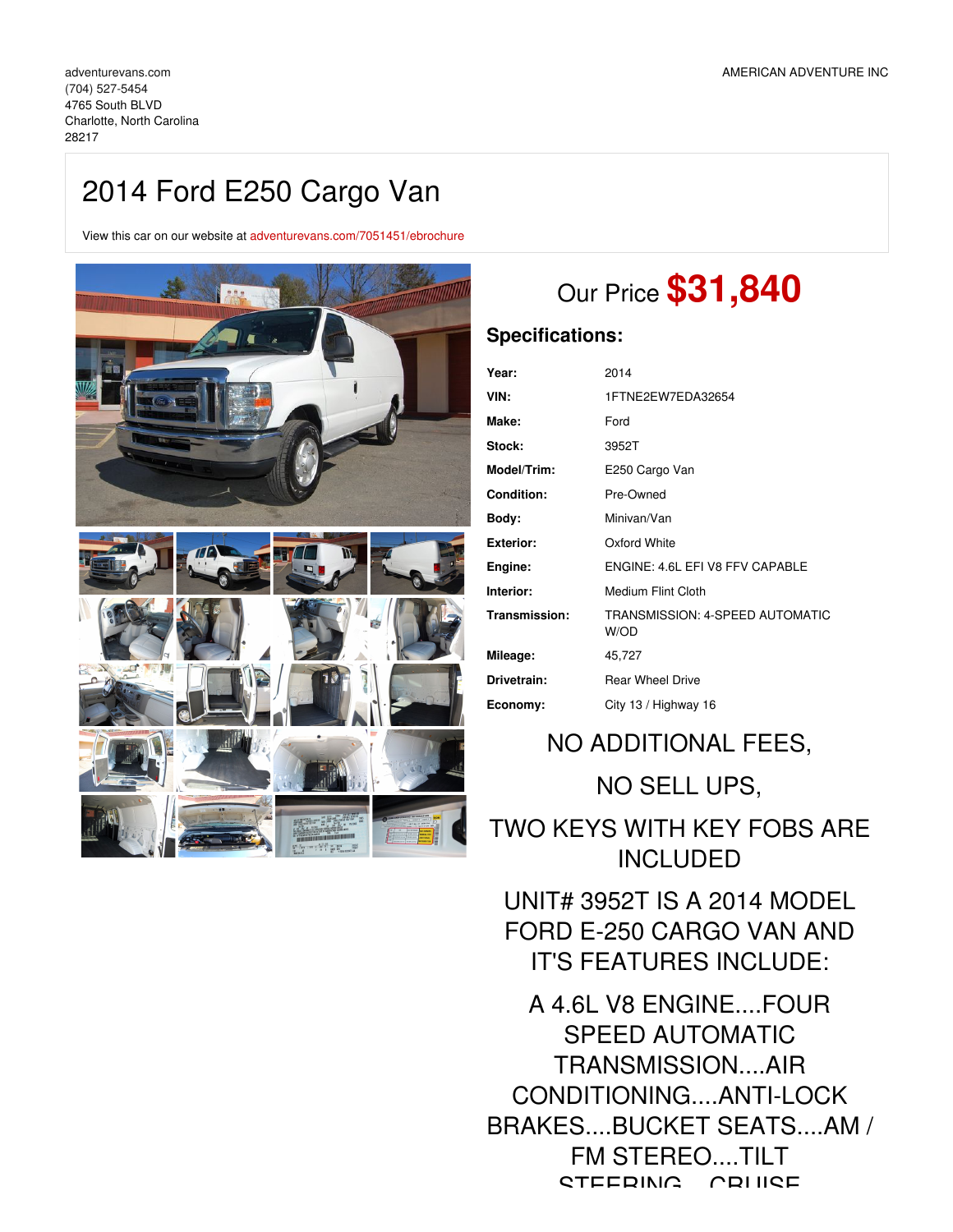adventurevans.com
(704) 527-5454
4765 South BLVD
Charlotte, North Carolina
28217

AMERICAN ADVENTURE INC

# 2014 Ford E250 Cargo Van

View this car on our website at adventurevans.com/7051451/ebrochure

## Our Price **$31,840**

### Specifications:

| | |
|---|---|
| **Year:** | 2014 |
| **VIN:** | 1FTNE2EW7EDA32654 |
| **Make:** | Ford |
| **Stock:** | 3952T |
| **Model/Trim:** | E250 Cargo Van |
| **Condition:** | Pre-Owned |
| **Body:** | Minivan/Van |
| **Exterior:** | Oxford White |
| **Engine:** | ENGINE: 4.6L EFI V8 FFV CAPABLE |
| **Interior:** | Medium Flint Cloth |
| **Transmission:** | TRANSMISSION: 4-SPEED AUTOMATIC W/OD |
| **Mileage:** | 45,727 |
| **Drivetrain:** | Rear Wheel Drive |
| **Economy:** | City 13 / Highway 16 |

NO ADDITIONAL FEES,

NO SELL UPS,

TWO KEYS WITH KEY FOBS ARE INCLUDED

UNIT# 3952T IS A 2014 MODEL FORD E-250 CARGO VAN AND IT'S FEATURES INCLUDE:

A 4.6L V8 ENGINE....FOUR SPEED AUTOMATIC TRANSMISSION....AIR CONDITIONING....ANTI-LOCK BRAKES....BUCKET SEATS....AM / FM STEREO....TILT STEERING....CRUISE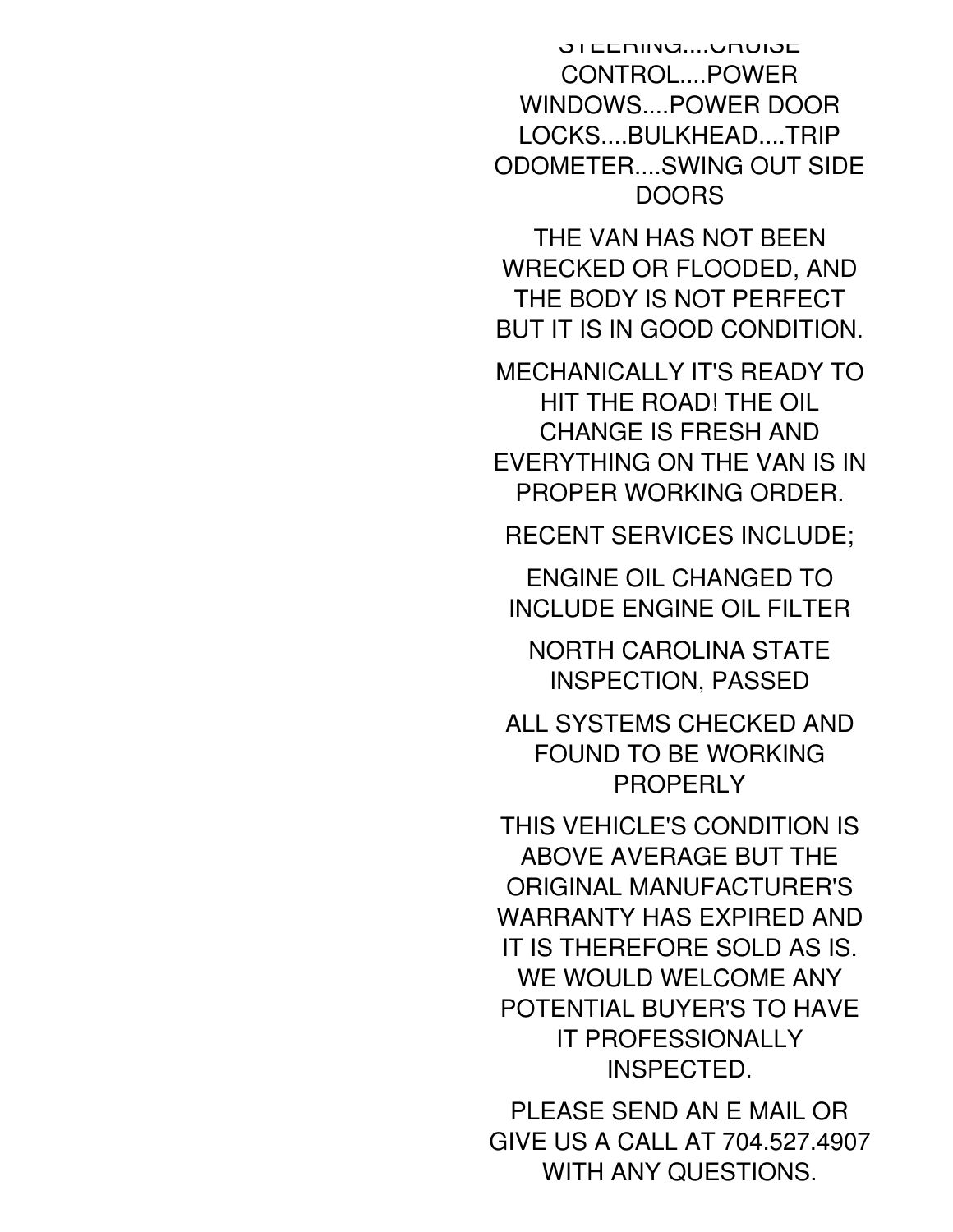STEERING....CRUISE CONTROL....POWER WINDOWS....POWER DOOR LOCKS....BULKHEAD....TRIP ODOMETER....SWING OUT SIDE DOORS

THE VAN HAS NOT BEEN WRECKED OR FLOODED, AND THE BODY IS NOT PERFECT BUT IT IS IN GOOD CONDITION.

MECHANICALLY IT'S READY TO HIT THE ROAD! THE OIL CHANGE IS FRESH AND EVERYTHING ON THE VAN IS IN PROPER WORKING ORDER.

RECENT SERVICES INCLUDE;

ENGINE OIL CHANGED TO INCLUDE ENGINE OIL FILTER

NORTH CAROLINA STATE INSPECTION, PASSED

ALL SYSTEMS CHECKED AND FOUND TO BE WORKING PROPERLY

THIS VEHICLE'S CONDITION IS ABOVE AVERAGE BUT THE ORIGINAL MANUFACTURER'S WARRANTY HAS EXPIRED AND IT IS THEREFORE SOLD AS IS. WE WOULD WELCOME ANY POTENTIAL BUYER'S TO HAVE IT PROFESSIONALLY INSPECTED.

PLEASE SEND AN E MAIL OR GIVE US A CALL AT 704.527.4907 WITH ANY QUESTIONS.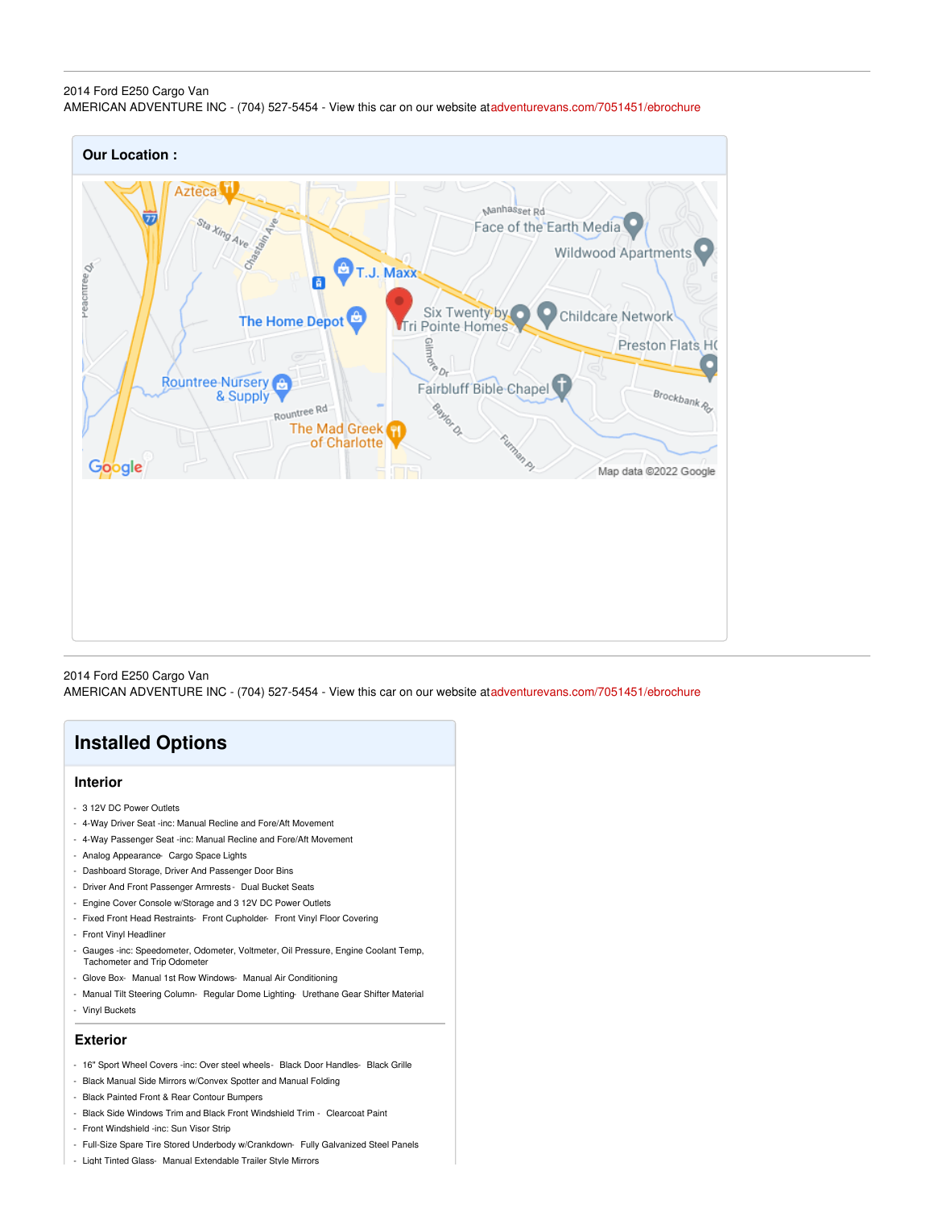2014 Ford E250 Cargo Van
AMERICAN ADVENTURE INC - (704) 527-5454 - View this car on our website at adventurevans.com/7051451/ebrochure

## Our Location :

2014 Ford E250 Cargo Van
AMERICAN ADVENTURE INC - (704) 527-5454 - View this car on our website at adventurevans.com/7051451/ebrochure

# Installed Options

## Interior

- 3 12V DC Power Outlets
- 4-Way Driver Seat -inc: Manual Recline and Fore/Aft Movement
- 4-Way Passenger Seat -inc: Manual Recline and Fore/Aft Movement
- Analog Appearance- Cargo Space Lights
- Dashboard Storage, Driver And Passenger Door Bins
- Driver And Front Passenger Armrests - Dual Bucket Seats
- Engine Cover Console w/Storage and 3 12V DC Power Outlets
- Fixed Front Head Restraints- Front Cupholder- Front Vinyl Floor Covering
- Front Vinyl Headliner
- Gauges -inc: Speedometer, Odometer, Voltmeter, Oil Pressure, Engine Coolant Temp, Tachometer and Trip Odometer
- Glove Box- Manual 1st Row Windows- Manual Air Conditioning
- Manual Tilt Steering Column- Regular Dome Lighting- Urethane Gear Shifter Material
- Vinyl Buckets

## Exterior

- 16" Sport Wheel Covers -inc: Over steel wheels- Black Door Handles- Black Grille
- Black Manual Side Mirrors w/Convex Spotter and Manual Folding
- Black Painted Front & Rear Contour Bumpers
- Black Side Windows Trim and Black Front Windshield Trim - Clearcoat Paint
- Front Windshield -inc: Sun Visor Strip
- Full-Size Spare Tire Stored Underbody w/Crankdown- Fully Galvanized Steel Panels
- Light Tinted Glass- Manual Extendable Trailer Style Mirrors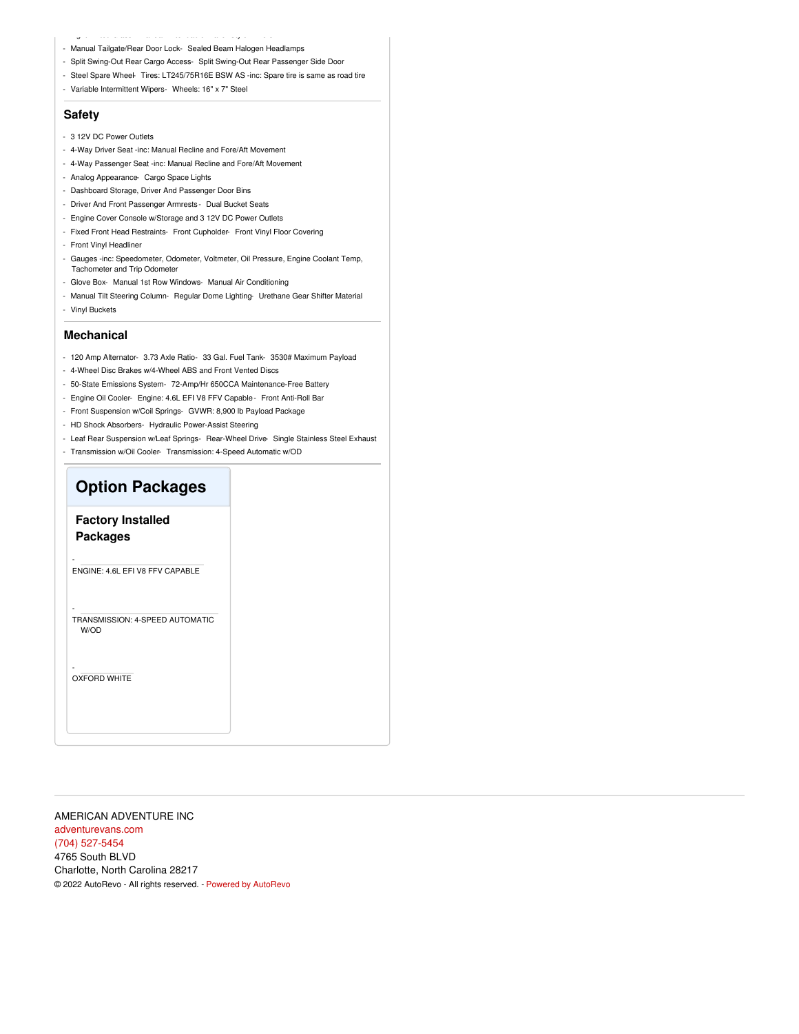- Manual Tailgate/Rear Door Lock- Sealed Beam Halogen Headlamps
- Split Swing-Out Rear Cargo Access- Split Swing-Out Rear Passenger Side Door
- Steel Spare Wheel- Tires: LT245/75R16E BSW AS -inc: Spare tire is same as road tire
- Variable Intermittent Wipers- Wheels: 16" x 7" Steel

## Safety

- 3 12V DC Power Outlets
- 4-Way Driver Seat -inc: Manual Recline and Fore/Aft Movement
- 4-Way Passenger Seat -inc: Manual Recline and Fore/Aft Movement
- Analog Appearance- Cargo Space Lights
- Dashboard Storage, Driver And Passenger Door Bins
- Driver And Front Passenger Armrests - Dual Bucket Seats
- Engine Cover Console w/Storage and 3 12V DC Power Outlets
- Fixed Front Head Restraints- Front Cupholder- Front Vinyl Floor Covering
- Front Vinyl Headliner
- Gauges -inc: Speedometer, Odometer, Voltmeter, Oil Pressure, Engine Coolant Temp, Tachometer and Trip Odometer
- Glove Box- Manual 1st Row Windows- Manual Air Conditioning
- Manual Tilt Steering Column- Regular Dome Lighting- Urethane Gear Shifter Material
- Vinyl Buckets

## Mechanical

- 120 Amp Alternator- 3.73 Axle Ratio- 33 Gal. Fuel Tank- 3530# Maximum Payload
- 4-Wheel Disc Brakes w/4-Wheel ABS and Front Vented Discs
- 50-State Emissions System- 72-Amp/Hr 650CCA Maintenance-Free Battery
- Engine Oil Cooler- Engine: 4.6L EFI V8 FFV Capable - Front Anti-Roll Bar
- Front Suspension w/Coil Springs- GVWR: 8,900 lb Payload Package
- HD Shock Absorbers- Hydraulic Power-Assist Steering
- Leaf Rear Suspension w/Leaf Springs- Rear-Wheel Drive- Single Stainless Steel Exhaust
- Transmission w/Oil Cooler- Transmission: 4-Speed Automatic w/OD

# Option Packages

## Factory Installed Packages

- ENGINE: 4.6L EFI V8 FFV CAPABLE
- TRANSMISSION: 4-SPEED AUTOMATIC W/OD
- OXFORD WHITE

AMERICAN ADVENTURE INC
adventurevans.com
(704) 527-5454
4765 South BLVD
Charlotte, North Carolina 28217
© 2022 AutoRevo - All rights reserved. - Powered by AutoRevo